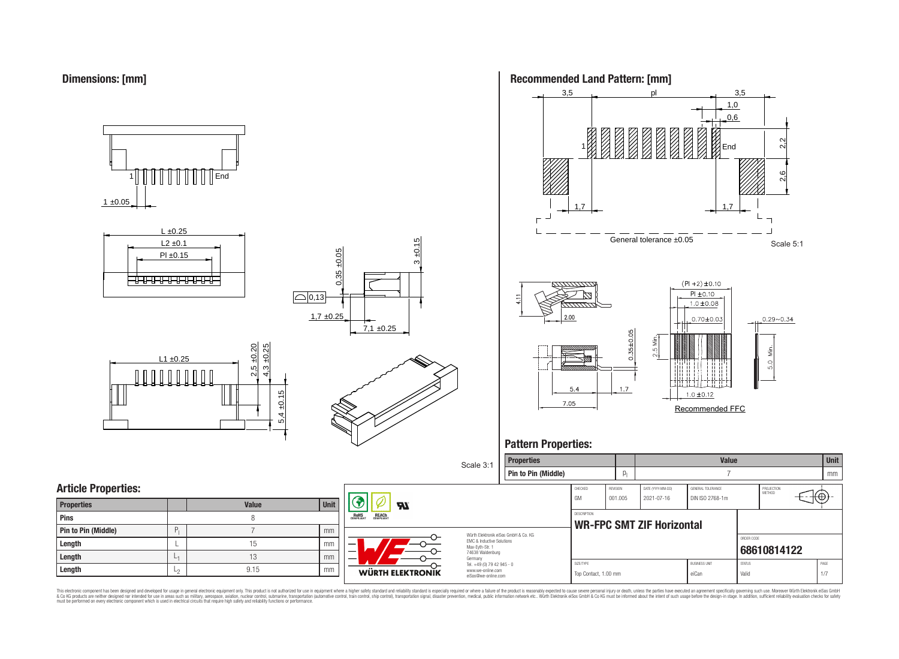## Dimensions: [mm]

1 ±0.05

L ±0.25

L2 ±0.1

Pl ±0.15

L1 ±0.25

0,35 ±0.05

3 ±0.15

0,13

1,7 ±0.25

7,1 ±0.25

2,5 ±0.20

4,3 ±0.25

5,4 ±0.15

Scale 3:1

## Recommended Land Pattern: [mm]

3,5 pl 3,5

1,0

0,6

2,2

2,6

1,7 1,7

General tolerance ±0.05

Scale 5:1

4.11

2.00

0.35±0.05

5.4 1.7

7.05

(Pl +2) ±0.10

Pl ±0.10

1.0 ±0.08

0.70±0.03

0.29~0.34

2.5 Min.

5.0 Min.

1.0 ±0.12

Recommended FFC

## Pattern Properties:

| Properties | | Value | Unit |
|---|---|---|---|
| Pin to Pin (Middle) | $p_l$ | 7 | mm |

## Article Properties:

| Properties | | Value | Unit |
|---|---|---|---|
| Pins | | 8 | |
| Pin to Pin (Middle) | $P_l$ | 7 | mm |
| Length | L | 15 | mm |
| Length | $L_1$ | 13 | mm |
| Length | $L_2$ | 9.15 | mm |

Würth Elektronik eiSos GmbH & Co. KG
EMC & Inductive Solutions
Max-Eyth-Str. 1
74638 Waldenburg
Germany
Tel. +49 (0) 79 42 945 - 0
www.we-online.com
eiSos@we-online.com

| CHECKED | REVISION | DATE (YYYY-MM-DD) | GENERAL TOLERANCE | PROJECTION METHOD |
|---|---|---|---|---|
| GM | 001.005 | 2021-07-16 | DIN ISO 2768-1m | |

DESCRIPTION: **WR-FPC SMT ZIF Horizontal**

ORDER CODE: **68610814122**

| SIZE/TYPE | BUSINESS UNIT | STATUS | PAGE |
|---|---|---|---|
| Top Contact, 1.00 mm | eiCan | Valid | 1/7 |

This electronic component has been designed and developed for usage in general electronic equipment only. This product is not authorized for use in equipment where a higher safety standard and reliability standard is especially required or where a failure of the product is reasonably expected to cause severe personal injury or death, unless the parties have executed an agreement specifically governing such use. Moreover Würth Elektronik eiSos GmbH & Co KG products are neither designed nor intended for use in areas such as military, aerospace, aviation, nuclear control, submarine, transportation (automotive control, train control, ship control), transportation signal, disaster prevention, medical, public information network etc.. Würth Elektronik eiSos GmbH & Co KG must be informed about the intent of such usage before the design-in stage. In addition, sufficient reliability evaluation checks for safety must be performed on every electronic component which is used in electrical circuits that require high safety and reliability functions or performance.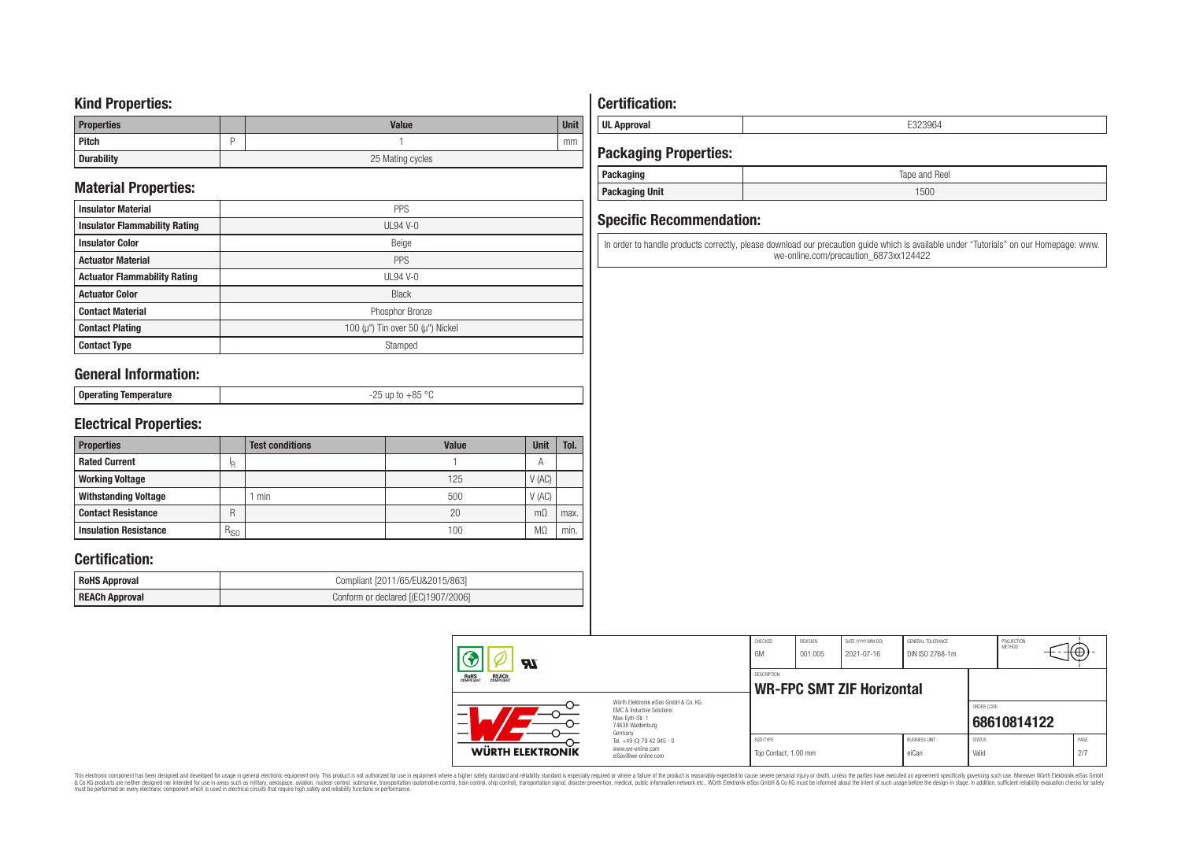## Kind Properties:

| Properties | | Value | Unit |
|---|---|---|---|
| Pitch | P | 1 | mm |
| Durability | | 25 Mating cycles | |

## Material Properties:

| | |
|---|---|
| Insulator Material | PPS |
| Insulator Flammability Rating | UL94 V-0 |
| Insulator Color | Beige |
| Actuator Material | PPS |
| Actuator Flammability Rating | UL94 V-0 |
| Actuator Color | Black |
| Contact Material | Phosphor Bronze |
| Contact Plating | 100 (µ") Tin over 50 (µ") Nickel |
| Contact Type | Stamped |

## General Information:

| | |
|---|---|
| Operating Temperature | -25 up to +85 °C |

## Electrical Properties:

| Properties | | Test conditions | Value | Unit | Tol. |
|---|---|---|---|---|---|
| Rated Current | $I_R$ | | 1 | A | |
| Working Voltage | | | 125 | V (AC) | |
| Withstanding Voltage | | 1 min | 500 | V (AC) | |
| Contact Resistance | R | | 20 | mΩ | max. |
| Insulation Resistance | $R_{ISO}$ | | 100 | MΩ | min. |

## Certification:

| | |
|---|---|
| RoHS Approval | Compliant [2011/65/EU&2015/863] |
| REACh Approval | Conform or declared [(EC)1907/2006] |

## Certification:

| | |
|---|---|
| UL Approval | E323964 |

## Packaging Properties:

| | |
|---|---|
| Packaging | Tape and Reel |
| Packaging Unit | 1500 |

## Specific Recommendation:

In order to handle products correctly, please download our precaution guide which is available under "Tutorials" on our Homepage: www.we-online.com/precaution_6873xx124422

| CHECKED | REVISION | DATE (YYYY-MM-DD) | GENERAL TOLERANCE | PROJECTION METHOD |
|---|---|---|---|---|
| GM | 001.005 | 2021-07-16 | DIN ISO 2768-1m | |

DESCRIPTION: **WR-FPC SMT ZIF Horizontal**

ORDER CODE: **68610814122**

Würth Elektronik eiSos GmbH & Co. KG
EMC & Inductive Solutions
Max-Eyth-Str. 1
74638 Waldenburg
Germany
Tel. +49 (0) 79 42 945 - 0
www.we-online.com
eiSos@we-online.com

| SIZE/TYPE | BUSINESS UNIT | STATUS | PAGE |
|---|---|---|---|
| Top Contact, 1.00 mm | eiCan | Valid | 2/7 |

This electronic component has been designed and developed for usage in general electronic equipment only. This product is not authorized for use in equipment where a higher safety standard and reliability standard is especially required or where a failure of the product is reasonably expected to cause severe personal injury or death, unless the parties have executed an agreement specifically governing such use. Moreover Würth Elektronik eiSos GmbH & Co KG products are neither designed nor intended for use in areas such as military, aerospace, aviation, nuclear control, submarine, transportation (automotive control, train control, ship control), transportation signal, disaster prevention, medical, public information network etc.. Würth Elektronik eiSos GmbH & Co KG must be informed about the intent of such usage before the design-in stage. In addition, sufficient reliability evaluation checks for safety must be performed on every electronic component which is used in electrical circuits that require high safety and reliability functions or performance.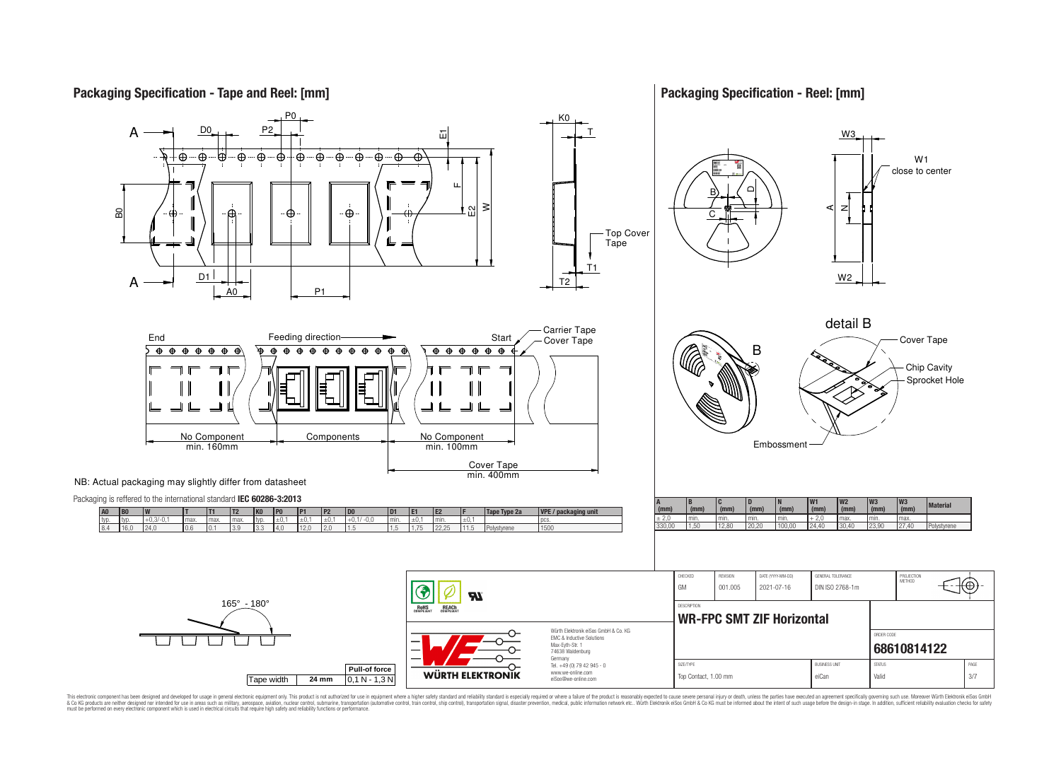## Packaging Specification - Tape and Reel: [mm]

NB: Actual packaging may slightly differ from datasheet

Packaging is reffered to the international standard **IEC 60286-3:2013**

| A0 | B0 | W | T | T1 | T2 | K0 | P0 | P1 | P2 | D0 | D1 | E1 | E2 | F | Tape Type 2a | VPE / packaging unit |
|---|---|---|---|---|---|---|---|---|---|---|---|---|---|---|---|---|
| typ. | typ. | +0,3/-0,1 | max. | max. | max. | typ. | ±0,1 | ±0,1 | ±0,1 | +0,1/ -0,0 | min. | ±0,1 | min. | ±0,1 | | pcs. |
| 8.4 | 16,0 | 24,0 | 0,6 | 0,1 | 3,9 | 3,3 | 4,0 | 12,0 | 2,0 | 1,5 | 1,5 | 1,75 | 22,25 | 11,5 | Polystyrene | 1500 |

End — Feeding direction — Start

No Component min. 160mm | Components | No Component min. 100mm

Cover Tape min. 400mm

165° - 180°

| Tape width | 24 mm | Pull-of force 0,1 N - 1,3 N |
|---|---|---|

## Packaging Specification - Reel: [mm]

| A (mm) | B (mm) | C (mm) | D (mm) | N (mm) | W1 (mm) | W2 (mm) | W3 (mm) | W3 (mm) | Material |
|---|---|---|---|---|---|---|---|---|---|
| ± 2,0 | min. | min. | min. | min. | + 2,0 | max. | min. | max. | |
| 330,00 | 1,50 | 12,80 | 20,20 | 100,00 | 24,40 | 30,40 | 23,90 | 27,40 | Polystyrene |

W1 close to center

detail B: Cover Tape, Chip Cavity, Sprocket Hole, Embossment

| CHECKED | REVISION | DATE (YYYY-MM-DD) | GENERAL TOLERANCE | PROJECTION METHOD |
|---|---|---|---|---|
| GM | 001.005 | 2021-07-16 | DIN ISO 2768-1m | |

DESCRIPTION: **WR-FPC SMT ZIF Horizontal**

ORDER CODE: **68610814122**

| SIZE/TYPE | BUSINESS UNIT | STATUS | PAGE |
|---|---|---|---|
| Top Contact, 1.00 mm | eiCan | Valid | 3/7 |

Würth Elektronik eiSos GmbH & Co. KG
EMC & Inductive Solutions
Max-Eyth-Str. 1
74638 Waldenburg
Germany
Tel. +49 (0) 79 42 945 - 0
www.we-online.com
eiSos@we-online.com

This electronic component has been designed and developed for usage in general electronic equipment only. This product is not authorized for use in equipment where a higher safety standard and reliability standard is especially required or where a failure of the product is reasonably expected to cause severe personal injury or death, unless the parties have executed an agreement specifically governing such use. Moreover Würth Elektronik eiSos GmbH & Co KG products are neither designed nor intended for use in areas such as military, aerospace, aviation, nuclear control, submarine, transportation (automotive control, train control, ship control), transportation signal, disaster prevention, medical, public information network etc.. Würth Elektronik eiSos GmbH & Co KG must be informed about the intent of such usage before the design-in stage. In addition, sufficient reliability evaluation checks for safety must be performed on every electronic component which is used in electrical circuits that require high safety and reliability functions or performance.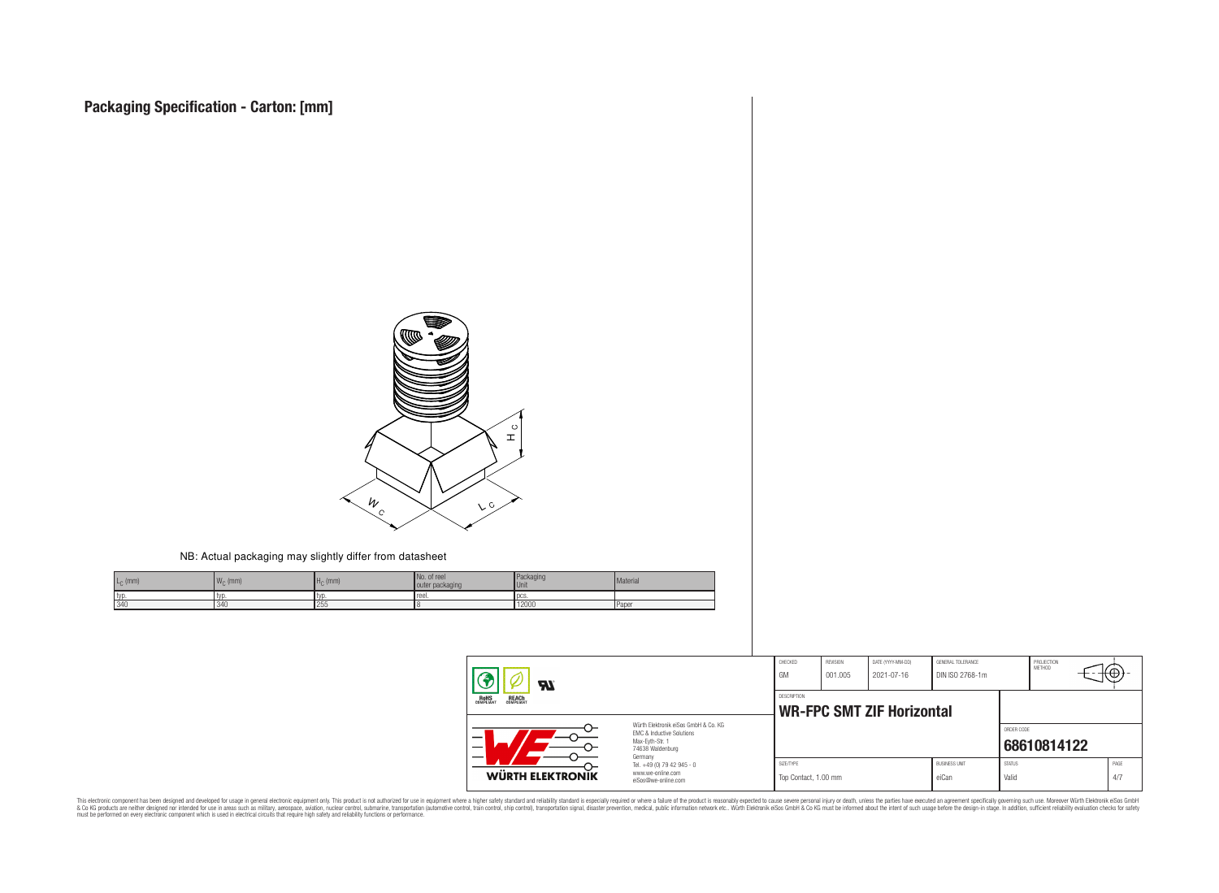# Packaging Specification - Carton: [mm]

NB: Actual packaging may slightly differ from datasheet

| $L_C$ (mm) | $W_C$ (mm) | $H_C$ (mm) | No. of reel outer packaging | Packaging Unit | Material |
|---|---|---|---|---|---|
| typ. | typ. | typ. | reel. | pcs. | |
| 340 | 340 | 255 | 8 | 12000 | Paper |

| CHECKED | REVISION | DATE (YYYY-MM-DD) | GENERAL TOLERANCE | PROJECTION METHOD |
|---|---|---|---|---|
| GM | 001.005 | 2021-07-16 | DIN ISO 2768-1m | |

DESCRIPTION

**WR-FPC SMT ZIF Horizontal**

Würth Elektronik eiSos GmbH & Co. KG
EMC & Inductive Solutions
Max-Eyth-Str. 1
74638 Waldenburg
Germany
Tel. +49 (0) 79 42 945 - 0
www.we-online.com
eiSos@we-online.com

ORDER CODE

**68610814122**

| SIZE/TYPE | BUSINESS UNIT | STATUS | PAGE |
|---|---|---|---|
| Top Contact, 1.00 mm | eiCan | Valid | 4/7 |

This electronic component has been designed and developed for usage in general electronic equipment only. This product is not authorized for use in equipment where a higher safety standard and reliability standard is especially required or where a failure of the product is reasonably expected to cause severe personal injury or death, unless the parties have executed an agreement specifically governing such use. Moreover Würth Elektronik eiSos GmbH & Co KG products are neither designed nor intended for use in areas such as military, aerospace, aviation, nuclear control, submarine, transportation (automotive control, train control, ship control), transportation signal, disaster prevention, medical, public information network etc.. Würth Elektronik eiSos GmbH & Co KG must be informed about the intent of such usage before the design-in stage. In addition, sufficient reliability evaluation checks for safety must be performed on every electronic component which is used in electrical circuits that require high safety and reliability functions or performance.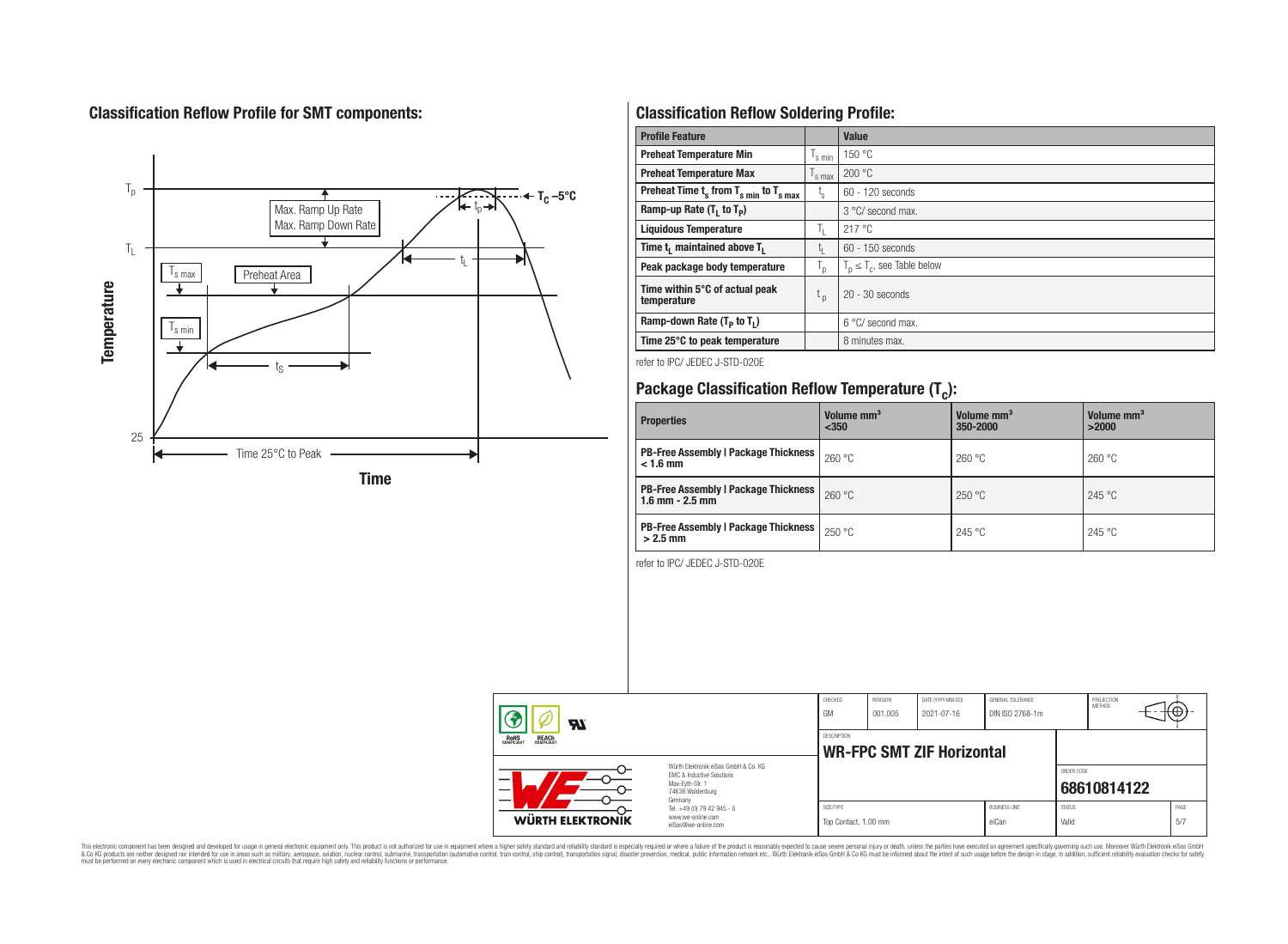## Classification Reflow Profile for SMT components:

## Classification Reflow Soldering Profile:

| Profile Feature | | Value |
|---|---|---|
| Preheat Temperature Min | $T_{s\ min}$ | 150 °C |
| Preheat Temperature Max | $T_{s\ max}$ | 200 °C |
| Preheat Time $t_s$ from $T_{s\ min}$ to $T_{s\ max}$ | $t_s$ | 60 - 120 seconds |
| Ramp-up Rate ($T_L$ to $T_P$) | | 3 °C/ second max. |
| Liquidous Temperature | $T_L$ | 217 °C |
| Time $t_L$ maintained above $T_L$ | $t_L$ | 60 - 150 seconds |
| Peak package body temperature | $T_p$ | $T_p \leq T_c$, see Table below |
| Time within 5°C of actual peak temperature | $t_p$ | 20 - 30 seconds |
| Ramp-down Rate ($T_P$ to $T_L$) | | 6 °C/ second max. |
| Time 25°C to peak temperature | | 8 minutes max. |

refer to IPC/ JEDEC J-STD-020E

## Package Classification Reflow Temperature ($T_c$):

| Properties | Volume mm³ <350 | Volume mm³ 350-2000 | Volume mm³ >2000 |
|---|---|---|---|
| PB-Free Assembly \| Package Thickness < 1.6 mm | 260 °C | 260 °C | 260 °C |
| PB-Free Assembly \| Package Thickness 1.6 mm - 2.5 mm | 260 °C | 250 °C | 245 °C |
| PB-Free Assembly \| Package Thickness > 2.5 mm | 250 °C | 245 °C | 245 °C |

refer to IPC/ JEDEC J-STD-020E

| CHECKED | REVISION | DATE (YYYY-MM-DD) | GENERAL TOLERANCE | PROJECTION METHOD |
|---|---|---|---|---|
| GM | 001.005 | 2021-07-16 | DIN ISO 2768-1m | |

DESCRIPTION: **WR-FPC SMT ZIF Horizontal**

ORDER CODE: **68610814122**

| SIZE/TYPE | BUSINESS UNIT | STATUS | PAGE |
|---|---|---|---|
| Top Contact, 1.00 mm | eiCan | Valid | 5/7 |

Würth Elektronik eiSos GmbH & Co. KG
EMC & Inductive Solutions
Max-Eyth-Str. 1
74638 Waldenburg
Germany
Tel. +49 (0) 79 42 945 - 0
www.we-online.com
eiSos@we-online.com

This electronic component has been designed and developed for usage in general electronic equipment only. This product is not authorized for use in equipment where a higher safety standard and reliability standard is especially required or where a failure of the product is reasonably expected to cause severe personal injury or death, unless the parties have executed an agreement specifically governing such use. Moreover Würth Elektronik eiSos GmbH & Co KG products are neither designed nor intended for use in areas such as military, aerospace, aviation, nuclear control, submarine, transportation (automotive control, train control, ship control), transportation signal, disaster prevention, medical, public information network etc.. Würth Elektronik eiSos GmbH & Co KG must be informed about the intent of such usage before the design-in stage. In addition, sufficient reliability evaluation checks for safety must be performed on every electronic component which is used in electrical circuits that require high safety and reliability functions or performance.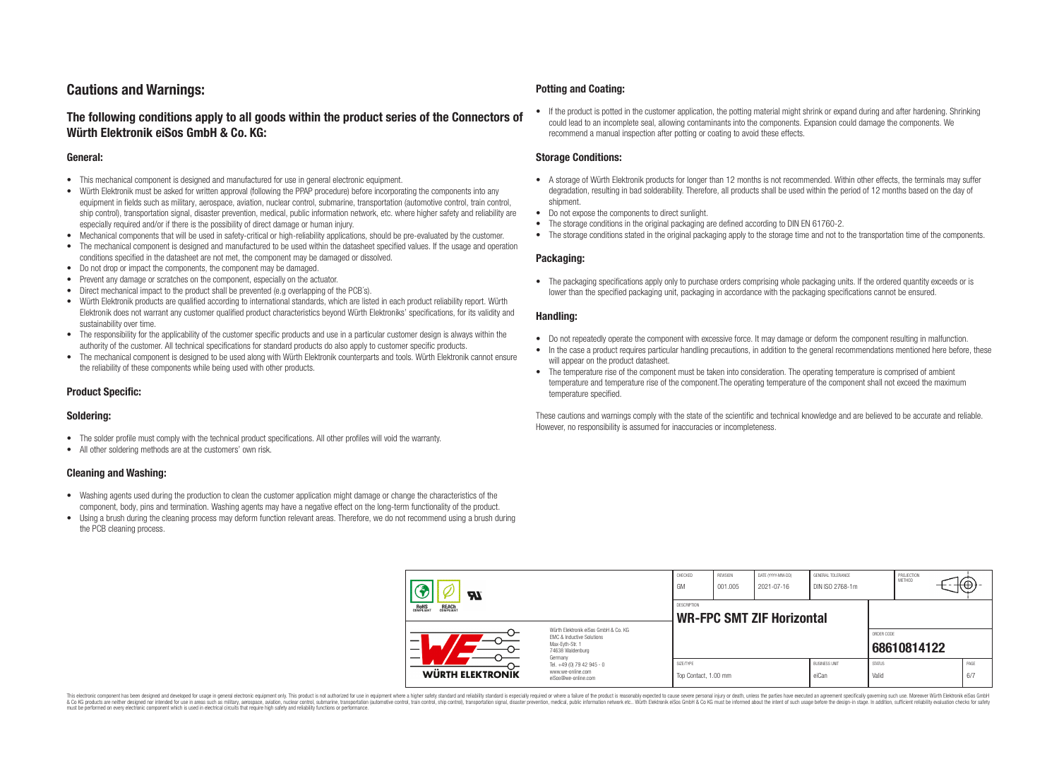## Cautions and Warnings:

### The following conditions apply to all goods within the product series of the Connectors of Würth Elektronik eiSos GmbH & Co. KG:

#### General:

- This mechanical component is designed and manufactured for use in general electronic equipment.
- Würth Elektronik must be asked for written approval (following the PPAP procedure) before incorporating the components into any equipment in fields such as military, aerospace, aviation, nuclear control, submarine, transportation (automotive control, train control, ship control), transportation signal, disaster prevention, medical, public information network, etc. where higher safety and reliability are especially required and/or if there is the possibility of direct damage or human injury.
- Mechanical components that will be used in safety-critical or high-reliability applications, should be pre-evaluated by the customer.
- The mechanical component is designed and manufactured to be used within the datasheet specified values. If the usage and operation conditions specified in the datasheet are not met, the component may be damaged or dissolved.
- Do not drop or impact the components, the component may be damaged.
- Prevent any damage or scratches on the component, especially on the actuator.
- Direct mechanical impact to the product shall be prevented (e.g overlapping of the PCB´s).
- Würth Elektronik products are qualified according to international standards, which are listed in each product reliability report. Würth Elektronik does not warrant any customer qualified product characteristics beyond Würth Elektroniks' specifications, for its validity and sustainability over time.
- The responsibility for the applicability of the customer specific products and use in a particular customer design is always within the authority of the customer. All technical specifications for standard products do also apply to customer specific products.
- The mechanical component is designed to be used along with Würth Elektronik counterparts and tools. Würth Elektronik cannot ensure the reliability of these components while being used with other products.

#### Product Specific:

#### Soldering:

- The solder profile must comply with the technical product specifications. All other profiles will void the warranty.
- All other soldering methods are at the customers' own risk.

#### Cleaning and Washing:

- Washing agents used during the production to clean the customer application might damage or change the characteristics of the component, body, pins and termination. Washing agents may have a negative effect on the long-term functionality of the product.
- Using a brush during the cleaning process may deform function relevant areas. Therefore, we do not recommend using a brush during the PCB cleaning process.

#### Potting and Coating:

- If the product is potted in the customer application, the potting material might shrink or expand during and after hardening. Shrinking could lead to an incomplete seal, allowing contaminants into the components. Expansion could damage the components. We recommend a manual inspection after potting or coating to avoid these effects.

#### Storage Conditions:

- A storage of Würth Elektronik products for longer than 12 months is not recommended. Within other effects, the terminals may suffer degradation, resulting in bad solderability. Therefore, all products shall be used within the period of 12 months based on the day of shipment.
- Do not expose the components to direct sunlight.
- The storage conditions in the original packaging are defined according to DIN EN 61760-2.
- The storage conditions stated in the original packaging apply to the storage time and not to the transportation time of the components.

#### Packaging:

- The packaging specifications apply only to purchase orders comprising whole packaging units. If the ordered quantity exceeds or is lower than the specified packaging unit, packaging in accordance with the packaging specifications cannot be ensured.

#### Handling:

- Do not repeatedly operate the component with excessive force. It may damage or deform the component resulting in malfunction.
- In the case a product requires particular handling precautions, in addition to the general recommendations mentioned here before, these will appear on the product datasheet.
- The temperature rise of the component must be taken into consideration. The operating temperature is comprised of ambient temperature and temperature rise of the component.The operating temperature of the component shall not exceed the maximum temperature specified.

These cautions and warnings comply with the state of the scientific and technical knowledge and are believed to be accurate and reliable. However, no responsibility is assumed for inaccuracies or incompleteness.

| CHECKED | REVISION | DATE (YYYY-MM-DD) | GENERAL TOLERANCE | PROJECTION METHOD |
|---|---|---|---|---|
| GM | 001.005 | 2021-07-16 | DIN ISO 2768-1m | |
| DESCRIPTION | | | | |
| WR-FPC SMT ZIF Horizontal | | | ORDER CODE | 68610814122 |
| SIZE/TYPE | | BUSINESS UNIT | STATUS | PAGE |
| Top Contact, 1.00 mm | | eiCan | Valid | 6/7 |

Würth Elektronik eiSos GmbH & Co. KG
EMC & Inductive Solutions
Max-Eyth-Str. 1
74638 Waldenburg
Germany
Tel. +49 (0) 79 42 945 - 0
www.we-online.com
eiSos@we-online.com

This electronic component has been designed and developed for usage in general electronic equipment only. This product is not authorized for use in equipment where a higher safety standard and reliability standard is especially required or where a failure of the product is reasonably expected to cause severe personal injury or death, unless the parties have executed an agreement specifically governing such use. Moreover Würth Elektronik eiSos GmbH & Co KG products are neither designed nor intended for use in areas such as military, aerospace, aviation, nuclear control, submarine, transportation (automotive control, train control, ship control), transportation signal, disaster prevention, medical, public information network etc.. Würth Elektronik eiSos GmbH & Co KG must be informed about the intent of such usage before the design-in stage. In addition, sufficient reliability evaluation checks for safety must be performed on every electronic component which is used in electrical circuits that require high safety and reliability functions or performance.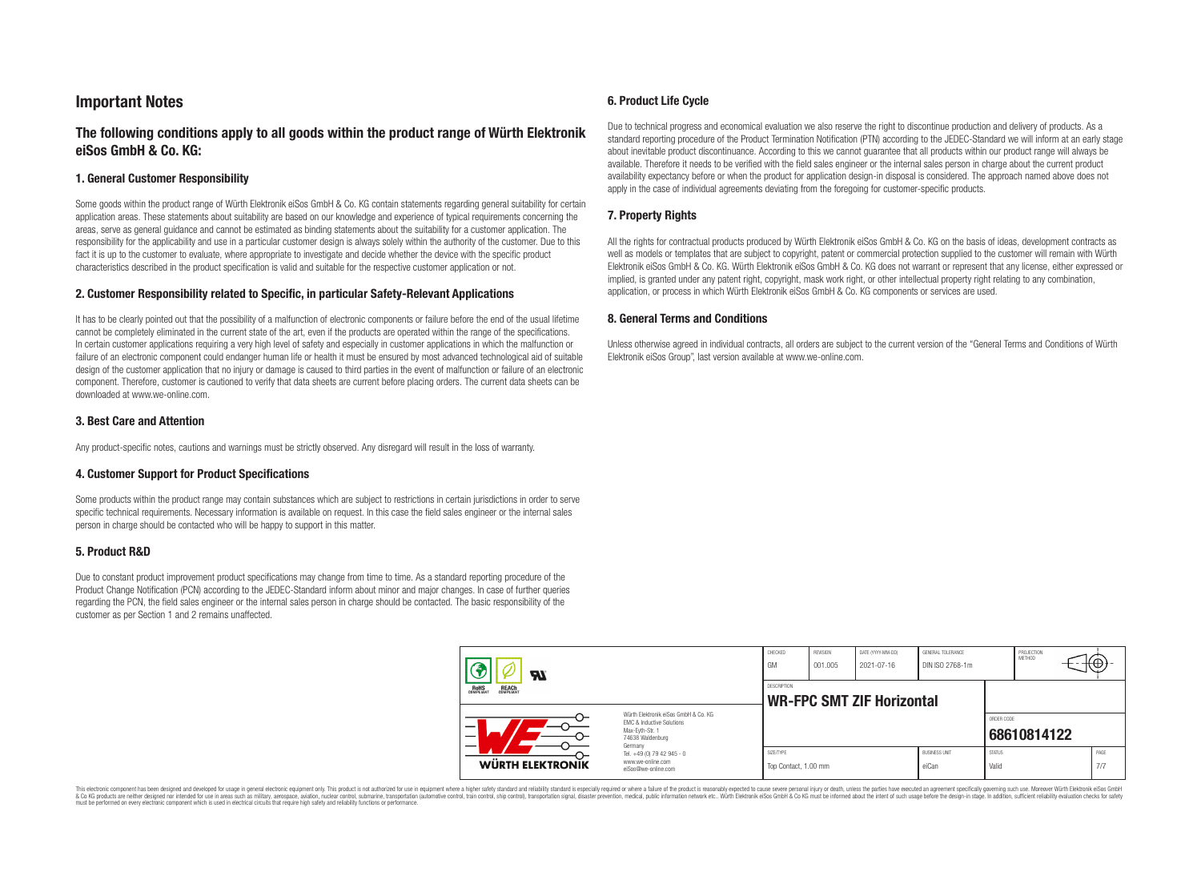# Important Notes

## The following conditions apply to all goods within the product range of Würth Elektronik eiSos GmbH & Co. KG:

### 1. General Customer Responsibility

Some goods within the product range of Würth Elektronik eiSos GmbH & Co. KG contain statements regarding general suitability for certain application areas. These statements about suitability are based on our knowledge and experience of typical requirements concerning the areas, serve as general guidance and cannot be estimated as binding statements about the suitability for a customer application. The responsibility for the applicability and use in a particular customer design is always solely within the authority of the customer. Due to this fact it is up to the customer to evaluate, where appropriate to investigate and decide whether the device with the specific product characteristics described in the product specification is valid and suitable for the respective customer application or not.

### 2. Customer Responsibility related to Specific, in particular Safety-Relevant Applications

It has to be clearly pointed out that the possibility of a malfunction of electronic components or failure before the end of the usual lifetime cannot be completely eliminated in the current state of the art, even if the products are operated within the range of the specifications. In certain customer applications requiring a very high level of safety and especially in customer applications in which the malfunction or failure of an electronic component could endanger human life or health it must be ensured by most advanced technological aid of suitable design of the customer application that no injury or damage is caused to third parties in the event of malfunction or failure of an electronic component. Therefore, customer is cautioned to verify that data sheets are current before placing orders. The current data sheets can be downloaded at www.we-online.com.

### 3. Best Care and Attention

Any product-specific notes, cautions and warnings must be strictly observed. Any disregard will result in the loss of warranty.

### 4. Customer Support for Product Specifications

Some products within the product range may contain substances which are subject to restrictions in certain jurisdictions in order to serve specific technical requirements. Necessary information is available on request. In this case the field sales engineer or the internal sales person in charge should be contacted who will be happy to support in this matter.

### 5. Product R&D

Due to constant product improvement product specifications may change from time to time. As a standard reporting procedure of the Product Change Notification (PCN) according to the JEDEC-Standard inform about minor and major changes. In case of further queries regarding the PCN, the field sales engineer or the internal sales person in charge should be contacted. The basic responsibility of the customer as per Section 1 and 2 remains unaffected.

### 6. Product Life Cycle

Due to technical progress and economical evaluation we also reserve the right to discontinue production and delivery of products. As a standard reporting procedure of the Product Termination Notification (PTN) according to the JEDEC-Standard we will inform at an early stage about inevitable product discontinuance. According to this we cannot guarantee that all products within our product range will always be available. Therefore it needs to be verified with the field sales engineer or the internal sales person in charge about the current product availability expectancy before or when the product for application design-in disposal is considered. The approach named above does not apply in the case of individual agreements deviating from the foregoing for customer-specific products.

### 7. Property Rights

All the rights for contractual products produced by Würth Elektronik eiSos GmbH & Co. KG on the basis of ideas, development contracts as well as models or templates that are subject to copyright, patent or commercial protection supplied to the customer will remain with Würth Elektronik eiSos GmbH & Co. KG. Würth Elektronik eiSos GmbH & Co. KG does not warrant or represent that any license, either expressed or implied, is granted under any patent right, copyright, mask work right, or other intellectual property right relating to any combination, application, or process in which Würth Elektronik eiSos GmbH & Co. KG components or services are used.

### 8. General Terms and Conditions

Unless otherwise agreed in individual contracts, all orders are subject to the current version of the "General Terms and Conditions of Würth Elektronik eiSos Group", last version available at www.we-online.com.

| | | | | | | | |
|---|---|---|---|---|---|---|---|
| RoHS COMPLIANT / REACh COMPLIANT | | CHECKED: GM | REVISION: 001.005 | DATE (YYYY-MM-DD): 2021-07-16 | GENERAL TOLERANCE: DIN ISO 2768-1m | PROJECTION METHOD | |
| | | DESCRIPTION: **WR-FPC SMT ZIF Horizontal** | | | | | |
| WÜRTH ELEKTRONIK | Würth Elektronik eiSos GmbH & Co. KG<br>EMC & Inductive Solutions<br>Max-Eyth-Str. 1<br>74638 Waldenburg<br>Germany<br>Tel. +49 (0) 79 42 945 - 0<br>www.we-online.com<br>eiSos@we-online.com | | | | | ORDER CODE: **68610814122** | |
| | | SIZE/TYPE: Top Contact, 1.00 mm | | | BUSINESS UNIT: eiCan | STATUS: Valid | PAGE: 7/7 |

This electronic component has been designed and developed for usage in general electronic equipment only. This product is not authorized for use in equipment where a higher safety standard and reliability standard is especially required or where a failure of the product is reasonably expected to cause severe personal injury or death, unless the parties have executed an agreement specifically governing such use. Moreover Würth Elektronik eiSos GmbH & Co KG products are neither designed nor intended for use in areas such as military, aerospace, aviation, nuclear control, submarine, transportation (automotive control, train control, ship control), transportation signal, disaster prevention, medical, public information network etc.. Würth Elektronik eiSos GmbH & Co KG must be informed about the intent of such usage before the design-in stage. In addition, sufficient reliability evaluation checks for safety must be performed on every electronic component which is used in electrical circuits that require high safety and reliability functions or performance.